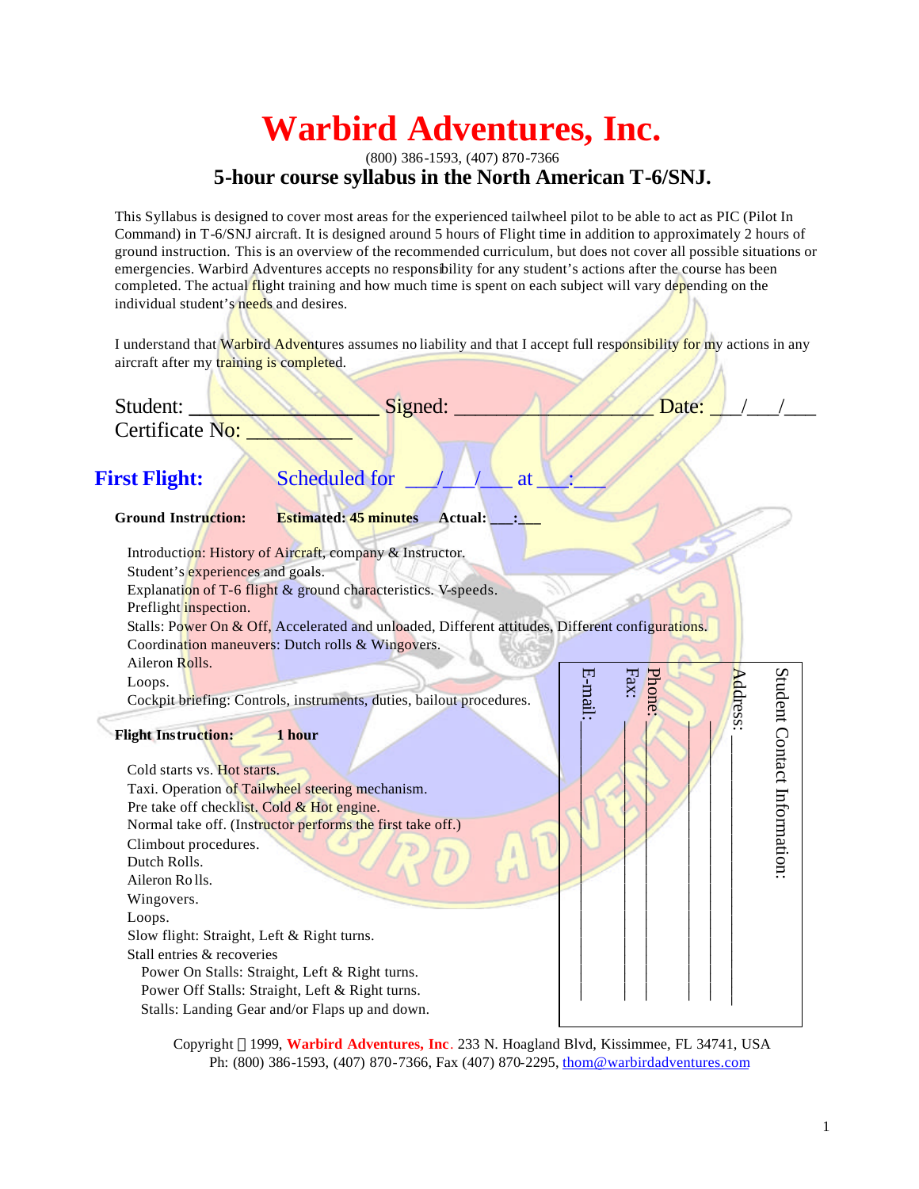# Warbird Adventures, Inc.

(800) 386-1593, (407) 870-7366

## 5-hour course syllabus in the North American T-6/SNJ.

This Syllabus is designed to cover most areas for the experienced tailwheel pilot to be able to act as PIC (Pilot In Command) in T-6/SNJ aircraft. It is designed around 5 hours of Flight time in addition to approximately 2 hours of ground instruction. This is an overview of the recommended curriculum, but does not cover all possible situations or emergencies. Warbird Adventures accepts no responsibility for any student's actions after the course has been completed. The actual flight training and how much time is spent on each subject will vary depending on the individual student's needs and desires.

I understand that Warbird Adventures assumes no liability and that I accept full responsibility for my actions in any aircraft after my training is completed.

Student: ________________ Signed: __________________ Date: ___/___/___

Certificate No: __________

### First Flight: Scheduled for ___/___/___ at ___:___

**Ground Instruction:** **Estimated: 45 minutes** **Actual: ___:___**

Introduction: History of Aircraft, company & Instructor.
Student's experiences and goals.
Explanation of T-6 flight & ground characteristics. V-speeds.
Preflight inspection.
Stalls: Power On & Off, Accelerated and unloaded, Different attitudes, Different configurations.
Coordination maneuvers: Dutch rolls & Wingovers.
Aileron Rolls.
Loops.
Cockpit briefing: Controls, instruments, duties, bailout procedures.

**Flight Instruction:** **1 hour**

Cold starts vs. Hot starts.
Taxi. Operation of Tailwheel steering mechanism.
Pre take off checklist. Cold & Hot engine.
Normal take off. (Instructor performs the first take off.)
Climbout procedures.
Dutch Rolls.
Aileron Rolls.
Wingovers.
Loops.
Slow flight: Straight, Left & Right turns.
Stall entries & recoveries
  Power On Stalls: Straight, Left & Right turns.
  Power Off Stalls: Straight, Left & Right turns.
  Stalls: Landing Gear and/or Flaps up and down.

**Student Contact Information:**

Address: ____________
____________
____________
Phone: ____________
Fax: ____________
E-mail: ____________

Copyright © 1999, **Warbird Adventures, Inc**. 233 N. Hoagland Blvd, Kissimmee, FL 34741, USA
Ph: (800) 386-1593, (407) 870-7366, Fax (407) 870-2295, thom@warbirdadventures.com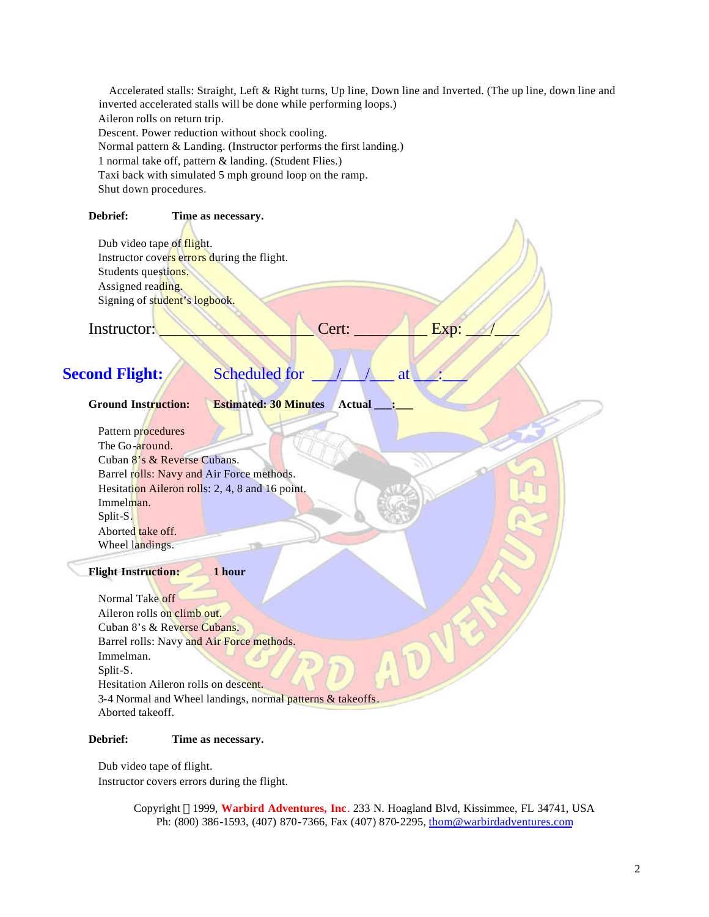Accelerated stalls: Straight, Left & Right turns, Up line, Down line and Inverted. (The up line, down line and inverted accelerated stalls will be done while performing loops.)
Aileron rolls on return trip.
Descent. Power reduction without shock cooling.
Normal pattern & Landing. (Instructor performs the first landing.)
1 normal take off, pattern & landing. (Student Flies.)
Taxi back with simulated 5 mph ground loop on the ramp.
Shut down procedures.

**Debrief:** **Time as necessary.**

Dub video tape of flight.
Instructor covers errors during the flight.
Students questions.
Assigned reading.
Signing of student's logbook.

Instructor: ___________________ Cert: _________ Exp: ___/___

## Second Flight: Scheduled for ___/___/___ at ___:___

**Ground Instruction:** **Estimated: 30 Minutes** **Actual ___:___**

Pattern procedures
The Go-around.
Cuban 8's & Reverse Cubans.
Barrel rolls: Navy and Air Force methods.
Hesitation Aileron rolls: 2, 4, 8 and 16 point.
Immelman.
Split-S.
Aborted take off.
Wheel landings.

**Flight Instruction:** **1 hour**

Normal Take off
Aileron rolls on climb out.
Cuban 8's & Reverse Cubans.
Barrel rolls: Navy and Air Force methods.
Immelman.
Split-S.
Hesitation Aileron rolls on descent.
3-4 Normal and Wheel landings, normal patterns & takeoffs.
Aborted takeoff.

**Debrief:** **Time as necessary.**

Dub video tape of flight.
Instructor covers errors during the flight.

Copyright © 1999, **Warbird Adventures, Inc**. 233 N. Hoagland Blvd, Kissimmee, FL 34741, USA
Ph: (800) 386-1593, (407) 870-7366, Fax (407) 870-2295, thom@warbirdadventures.com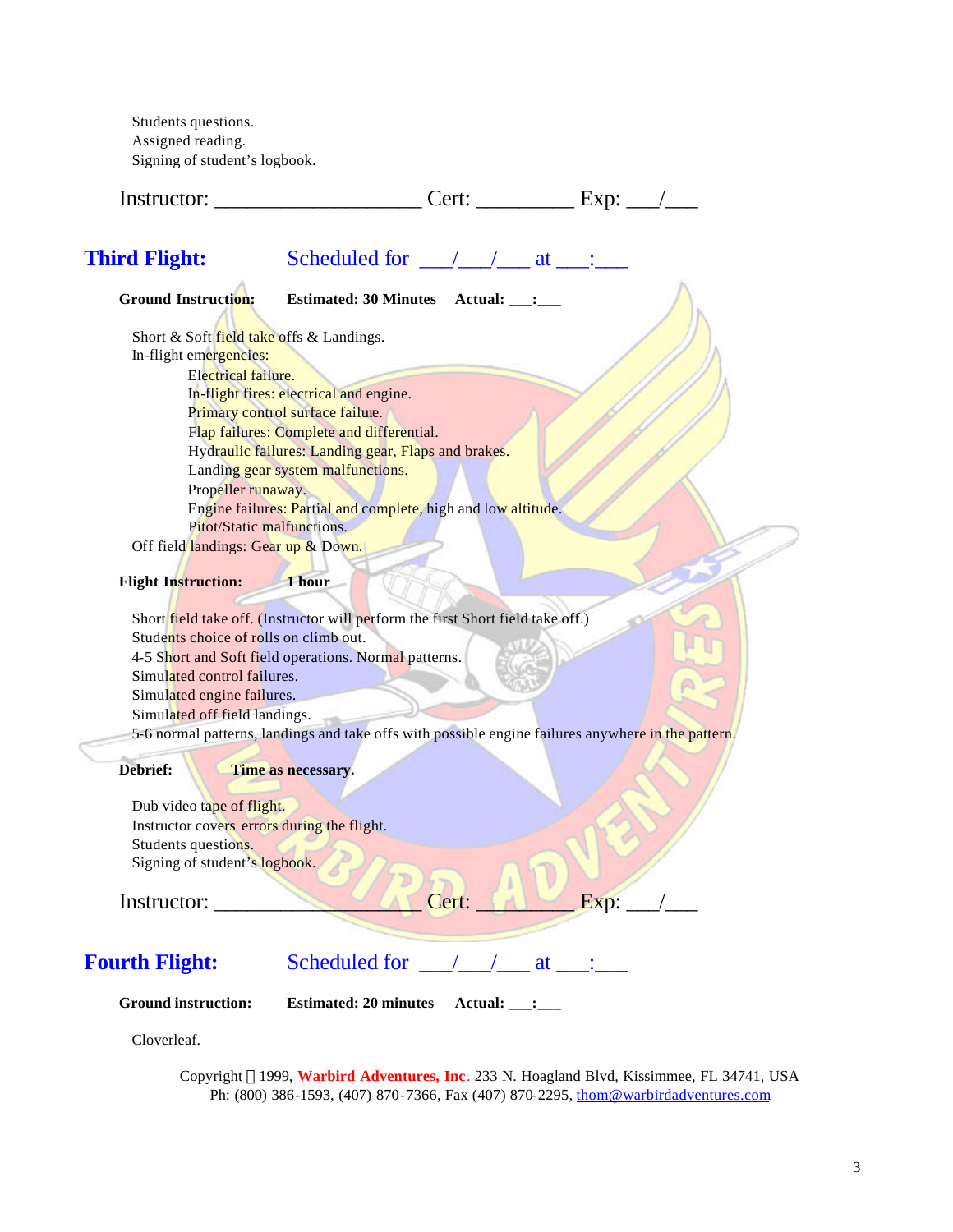Students questions.
Assigned reading.
Signing of student's logbook.

Instructor: ___________________ Cert: _________ Exp: ___/___

## Third Flight: Scheduled for ___/___/___ at ___:___

**Ground Instruction:** **Estimated: 30 Minutes** **Actual: ___:___**

Short & Soft field take offs & Landings.
In-flight emergencies:

- Electrical failure.
- In-flight fires: electrical and engine.
- Primary control surface failure.
- Flap failures: Complete and differential.
- Hydraulic failures: Landing gear, Flaps and brakes.
- Landing gear system malfunctions.
- Propeller runaway.
- Engine failures: Partial and complete, high and low altitude.
- Pitot/Static malfunctions.

Off field landings: Gear up & Down.

**Flight Instruction:** **1 hour**

Short field take off. (Instructor will perform the first Short field take off.)
Students choice of rolls on climb out.
4-5 Short and Soft field operations. Normal patterns.
Simulated control failures.
Simulated engine failures.
Simulated off field landings.
5-6 normal patterns, landings and take offs with possible engine failures anywhere in the pattern.

**Debrief:** **Time as necessary.**

Dub video tape of flight.
Instructor covers errors during the flight.
Students questions.
Signing of student's logbook.

Instructor: ___________________ Cert: _________ Exp: ___/___

## Fourth Flight: Scheduled for ___/___/___ at ___:___

**Ground instruction:** **Estimated: 20 minutes** **Actual: ___:___**

Cloverleaf.

Copyright © 1999, **Warbird Adventures, Inc**. 233 N. Hoagland Blvd, Kissimmee, FL 34741, USA
Ph: (800) 386-1593, (407) 870-7366, Fax (407) 870-2295, thom@warbirdadventures.com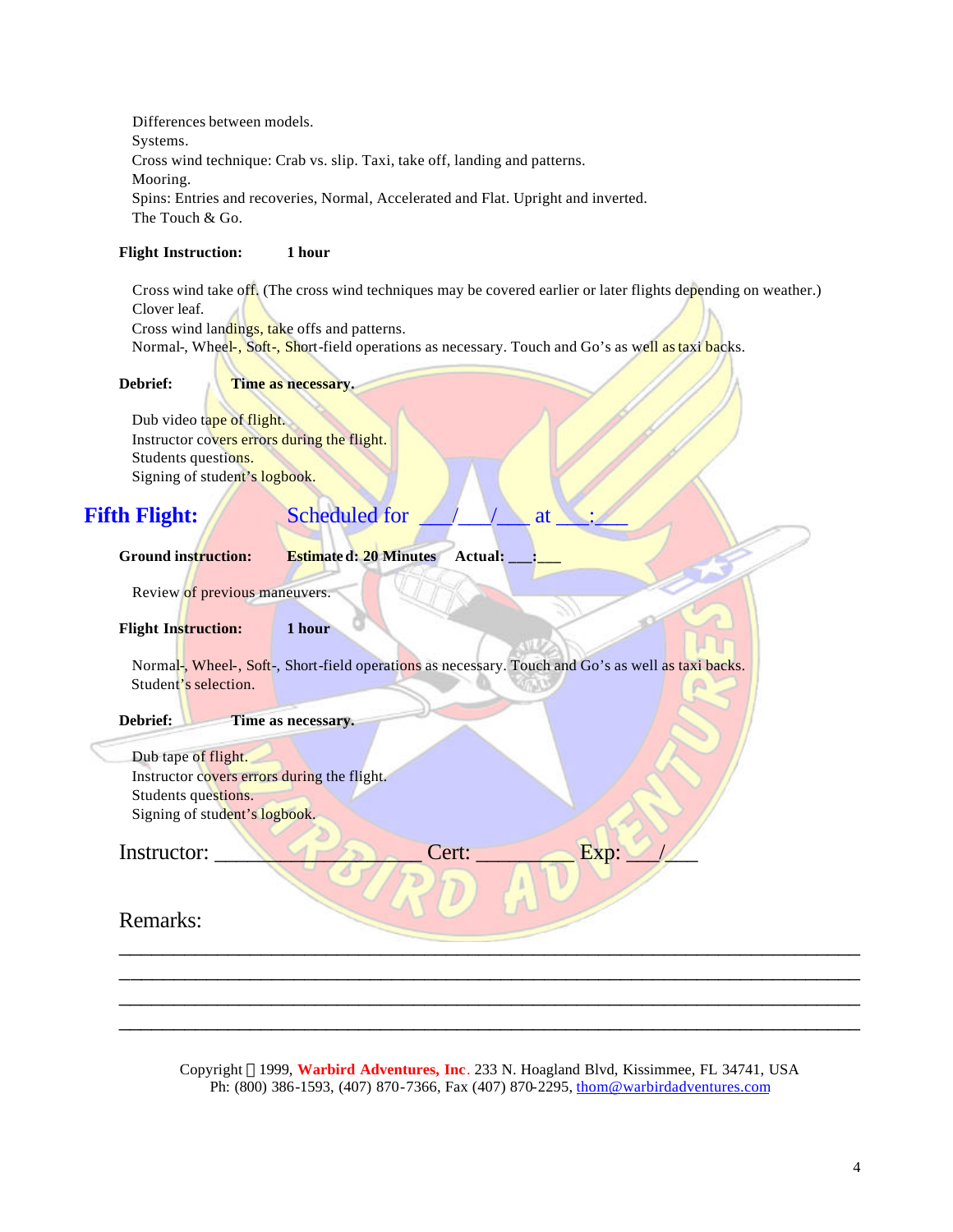Differences between models.
Systems.
Cross wind technique: Crab vs. slip. Taxi, take off, landing and patterns.
Mooring.
Spins: Entries and recoveries, Normal, Accelerated and Flat. Upright and inverted.
The Touch & Go.

**Flight Instruction: 1 hour**

Cross wind take off. (The cross wind techniques may be covered earlier or later flights depending on weather.)
Clover leaf.
Cross wind landings, take offs and patterns.
Normal-, Wheel-, Soft-, Short-field operations as necessary. Touch and Go's as well as taxi backs.

**Debrief: Time as necessary.**

Dub video tape of flight.
Instructor covers errors during the flight.
Students questions.
Signing of student's logbook.

## Fifth Flight: Scheduled for ___/___/___ at ___:___

**Ground instruction: Estimated: 20 Minutes Actual: ___:___**

Review of previous maneuvers.

**Flight Instruction: 1 hour**

Normal-, Wheel-, Soft-, Short-field operations as necessary. Touch and Go's as well as taxi backs.
Student's selection.

**Debrief: Time as necessary.**

Dub tape of flight.
Instructor covers errors during the flight.
Students questions.
Signing of student's logbook.

Instructor: ___________________ Cert: _________ Exp: ___/___

Remarks:

___________________________________________________________________________
___________________________________________________________________________
___________________________________________________________________________
___________________________________________________________________________

Copyright © 1999, **Warbird Adventures, Inc**. 233 N. Hoagland Blvd, Kissimmee, FL 34741, USA
Ph: (800) 386-1593, (407) 870-7366, Fax (407) 870-2295, thom@warbirdadventures.com